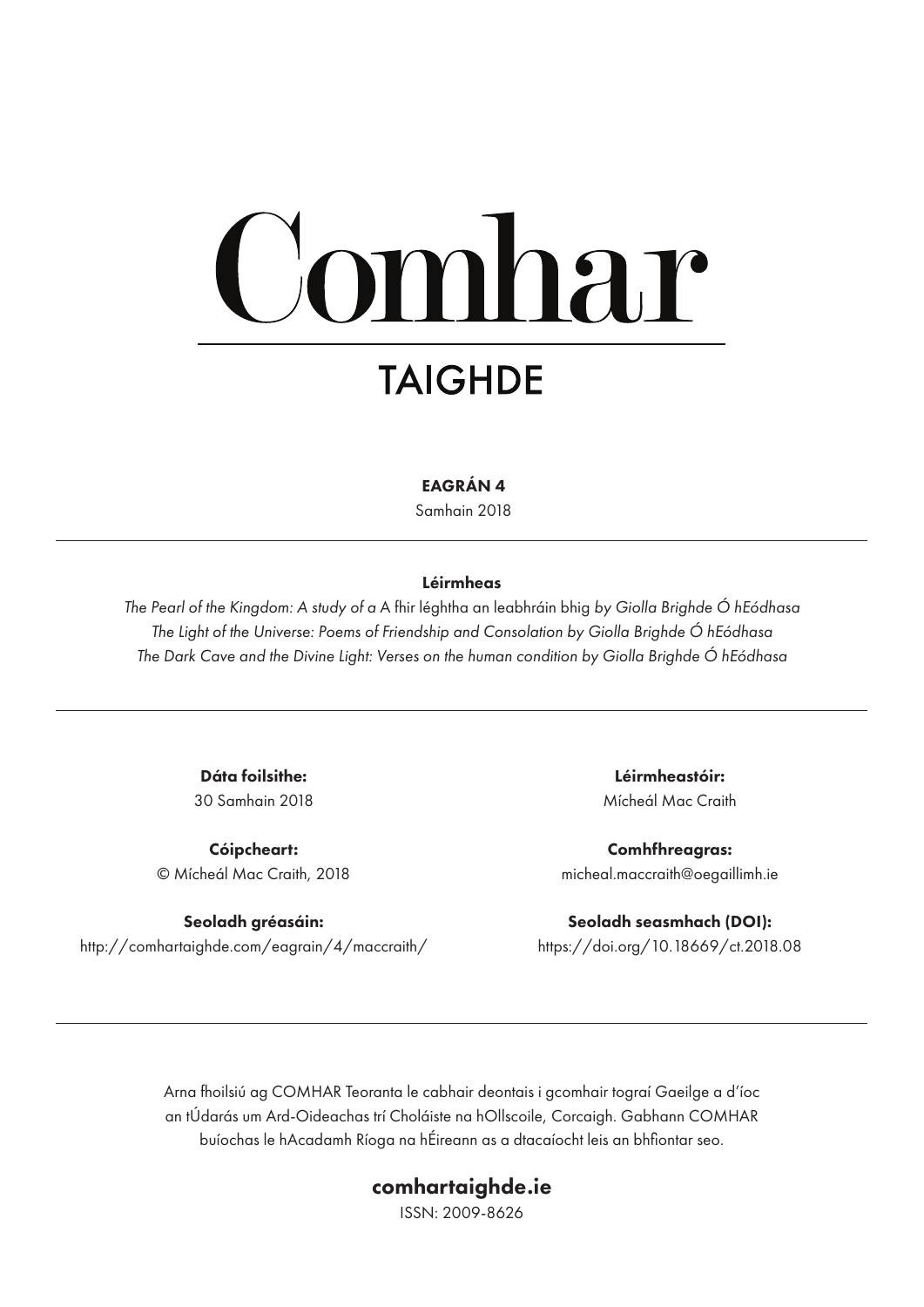# Comhar

## TAIGHDE

**EAGRÁN 4**

Samhain 2018

---

**Léirmheas**

*The Pearl of the Kingdom: A study of a* A fhir léghtha an leabhráin bhig *by Giolla Brighde Ó hEódhasa*
*The Light of the Universe: Poems of Friendship and Consolation by Giolla Brighde Ó hEódhasa*
*The Dark Cave and the Divine Light: Verses on the human condition by Giolla Brighde Ó hEódhasa*

---

**Dáta foilsithe:**
30 Samhain 2018

**Léirmheastóir:**
Mícheál Mac Craith

**Cóipcheart:**
© Mícheál Mac Craith, 2018

**Comhfhreagras:**
micheal.maccraith@oegaillimh.ie

**Seoladh gréasáin:**
http://comhartaighde.com/eagrain/4/maccraith/

**Seoladh seasmhach (DOI):**
https://doi.org/10.18669/ct.2018.08

---

Arna fhoilsiú ag COMHAR Teoranta le cabhair deontais i gcomhair tograí Gaeilge a d'íoc an tÚdarás um Ard-Oideachas trí Choláiste na hOllscoile, Corcaigh. Gabhann COMHAR buíochas le hAcadamh Ríoga na hÉireann as a dtacaíocht leis an bhfiontar seo.

**comhartaighde.ie**

ISSN: 2009-8626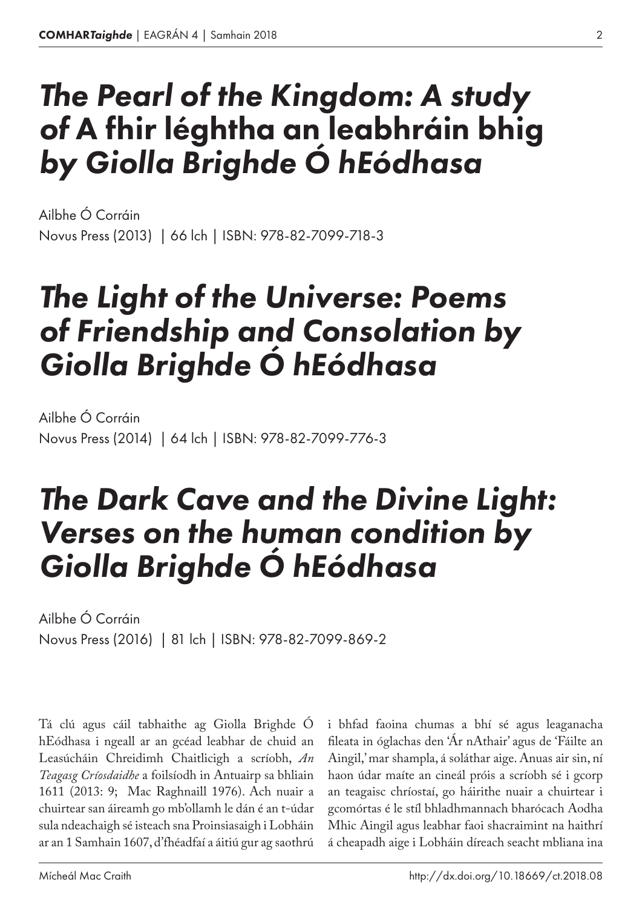# *The Pearl of the Kingdom: A study of* A fhir léghtha an leabhráin bhig *by Giolla Brighde Ó hEódhasa*

Ailbhe Ó Corráin
Novus Press (2013) | 66 lch | ISBN: 978-82-7099-718-3

# *The Light of the Universe: Poems of Friendship and Consolation by Giolla Brighde Ó hEódhasa*

Ailbhe Ó Corráin
Novus Press (2014) | 64 lch | ISBN: 978-82-7099-776-3

# *The Dark Cave and the Divine Light: Verses on the human condition by Giolla Brighde Ó hEódhasa*

Ailbhe Ó Corráin
Novus Press (2016) | 81 lch | ISBN: 978-82-7099-869-2

Tá clú agus cáil tabhaithe ag Giolla Brighde Ó hEódhasa i ngeall ar an gcéad leabhar de chuid an Leasúcháin Chreidimh Chaitlicigh a scríobh, *An Teagasg Críosdaidhe* a foilsíodh in Antuairp sa bhliain 1611 (2013: 9; Mac Raghnaill 1976). Ach nuair a chuirtear san áireamh go mb'ollamh le dán é an t-údar sula ndeachaigh sé isteach sna Proinsiasaigh i Lobháin ar an 1 Samhain 1607, d'fhéadfaí a áitiú gur ag saothrú i bhfad faoina chumas a bhí sé agus leaganacha fileata in óglachas den 'Ár nAthair' agus de 'Fáilte an Aingil,' mar shampla, á sholáthar aige. Anuas air sin, ní haon údar maíte an cineál próis a scríobh sé i gcorp an teagaisc chríostaí, go háirithe nuair a chuirtear i gcomórtas é le stíl bhladhmannach bharócach Aodha Mhic Aingil agus leabhar faoi shacraimint na haithrí á cheapadh aige i Lobháin díreach seacht mbliana ina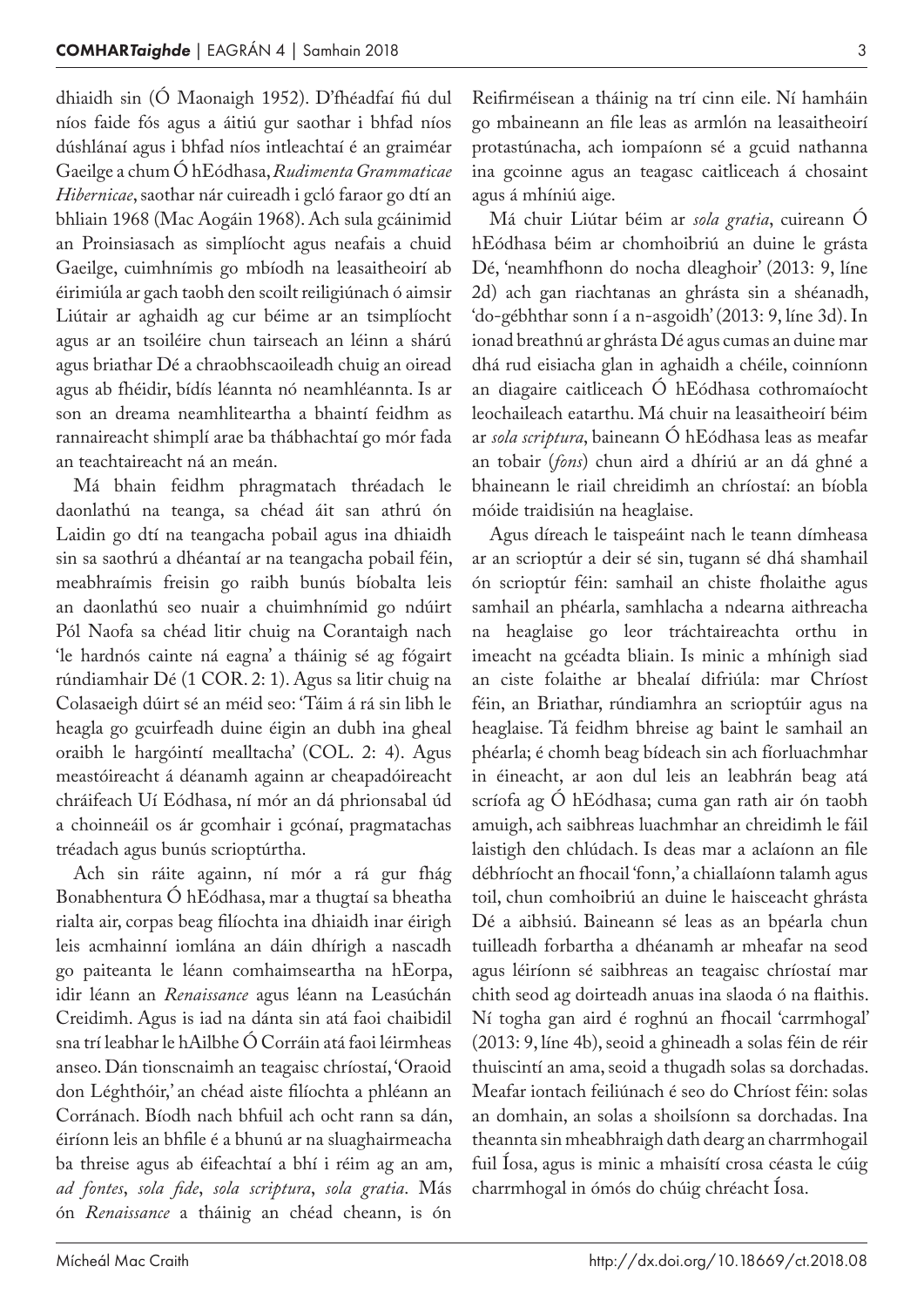dhiaidh sin (Ó Maonaigh 1952). D'fhéadfaí fiú dul níos faide fós agus a áitiú gur saothar i bhfad níos dúshlánaí agus i bhfad níos intleachtaí é an graiméar Gaeilge a chum Ó hEódhasa, *Rudimenta Grammaticae Hibernicae*, saothar nár cuireadh i gcló faraor go dtí an bhliain 1968 (Mac Aogáin 1968). Ach sula gcáinimid an Proinsiasach as simplíocht agus neafais a chuid Gaeilge, cuimhnímis go mbíodh na leasaitheoirí ab éirimiúla ar gach taobh den scoilt reiligiúnach ó aimsir Liútair ar aghaidh ag cur béime ar an tsimplíocht agus ar an tsoiléire chun tairseach an léinn a shárú agus briathar Dé a chraobhscaoileadh chuig an oiread agus ab fhéidir, bídís léannta nó neamhléannta. Is ar son an dreama neamhliteartha a bhaintí feidhm as rannaireacht shimplí arae ba thábhachtaí go mór fada an teachtaireacht ná an meán.

Má bhain feidhm phragmatach thréadach le daonlathú na teanga, sa chéad áit san athrú ón Laidin go dtí na teangacha pobail agus ina dhiaidh sin sa saothrú a dhéantaí ar na teangacha pobail féin, meabhraímis freisin go raibh bunús bíobalta leis an daonlathú seo nuair a chuimhnímid go ndúirt Pól Naofa sa chéad litir chuig na Corantaigh nach 'le hardnós cainte ná eagna' a tháinig sé ag fógairt rúndiamhair Dé (1 COR. 2: 1). Agus sa litir chuig na Colasaeigh dúirt sé an méid seo: 'Táim á rá sin libh le heagla go gcuirfeadh duine éigin an dubh ina gheal oraibh le hargóintí mealltacha' (COL. 2: 4). Agus meastóireacht á déanamh againn ar cheapadóireacht chráifeach Uí Eódhasa, ní mór an dá phrionsabal úd a choinneáil os ár gcomhair i gcónaí, pragmatachas tréadach agus bunús scrioptúrtha.

Ach sin ráite againn, ní mór a rá gur fhág Bonabhentura Ó hEódhasa, mar a thugtaí sa bheatha rialta air, corpas beag filíochta ina dhiaidh inar éirigh leis acmhainní iomlána an dáin dhírigh a nascadh go paiteanta le léann comhaimseartha na hEorpa, idir léann an *Renaissance* agus léann na Leasúchán Creidimh. Agus is iad na dánta sin atá faoi chaibidil sna trí leabhar le hAilbhe Ó Corráin atá faoi léirmheas anseo. Dán tionscnaimh an teagaisc chríostaí, 'Oraoid don Léghthóir,' an chéad aiste filíochta a phléann an Corránach. Bíodh nach bhfuil ach ocht rann sa dán, éiríonn leis an bhfile é a bhunú ar na sluaghairmeacha ba threise agus ab éifeachtaí a bhí i réim ag an am, *ad fontes*, *sola fide*, *sola scriptura*, *sola gratia*. Más ón *Renaissance* a tháinig an chéad cheann, is ón Reifirméisean a tháinig na trí cinn eile. Ní hamháin go mbaineann an file leas as armlón na leasaitheoirí protastúnacha, ach iompaíonn sé a gcuid nathanna ina gcoinne agus an teagasc caitliceach á chosaint agus á mhíniú aige.

Má chuir Liútar béim ar *sola gratia*, cuireann Ó hEódhasa béim ar chomhoibriú an duine le grásta Dé, 'neamhfhonn do nocha dleaghoir' (2013: 9, líne 2d) ach gan riachtanas an ghrásta sin a shéanadh, 'do-gébhthar sonn í a n-asgoidh' (2013: 9, líne 3d). In ionad breathnú ar ghrásta Dé agus cumas an duine mar dhá rud eisiacha glan in aghaidh a chéile, coinníonn an diagaire caitliceach Ó hEódhasa cothromaíocht leochaileach eatarthu. Má chuir na leasaitheoirí béim ar *sola scriptura*, baineann Ó hEódhasa leas as meafar an tobair (*fons*) chun aird a dhíriú ar an dá ghné a bhaineann le riail chreidimh an chríostaí: an bíobla móide traidisiún na heaglaise.

Agus díreach le taispeáint nach le teann dímheasa ar an scrioptúr a deir sé sin, tugann sé dhá shamhail ón scrioptúr féin: samhail an chiste fholaithe agus samhail an phéarla, samhlacha a ndearna aithreacha na heaglaise go leor tráchtaireachta orthu in imeacht na gcéadta bliain. Is minic a mhínigh siad an ciste folaithe ar bhealaí difriúla: mar Chríost féin, an Briathar, rúndiamhra an scrioptúir agus na heaglaise. Tá feidhm bhreise ag baint le samhail an phéarla; é chomh beag bídeach sin ach fíorluachmhar in éineacht, ar aon dul leis an leabhrán beag atá scríofa ag Ó hEódhasa; cuma gan rath air ón taobh amuigh, ach saibhreas luachmhar an chreidimh le fáil laistigh den chlúdach. Is deas mar a aclaíonn an file débhríocht an fhocail 'fonn,' a chiallaíonn talamh agus toil, chun comhoibriú an duine le haisceacht ghrásta Dé a aibhsiú. Baineann sé leas as an bpéarla chun tuilleadh forbartha a dhéanamh ar mheafar na seod agus léiríonn sé saibhreas an teagaisc chríostaí mar chith seod ag doirteadh anuas ina slaoda ó na flaithis. Ní togha gan aird é roghnú an fhocail 'carrmhogal' (2013: 9, líne 4b), seoid a ghineadh a solas féin de réir thuiscintí an ama, seoid a thugadh solas sa dorchadas. Meafar iontach feiliúnach é seo do Chríost féin: solas an domhain, an solas a shoilsíonn sa dorchadas. Ina theannta sin mheabhraigh dath dearg an charrmhogail fuil Íosa, agus is minic a mhaisítí crosa céasta le cúig charrmhogal in ómós do chúig chréacht Íosa.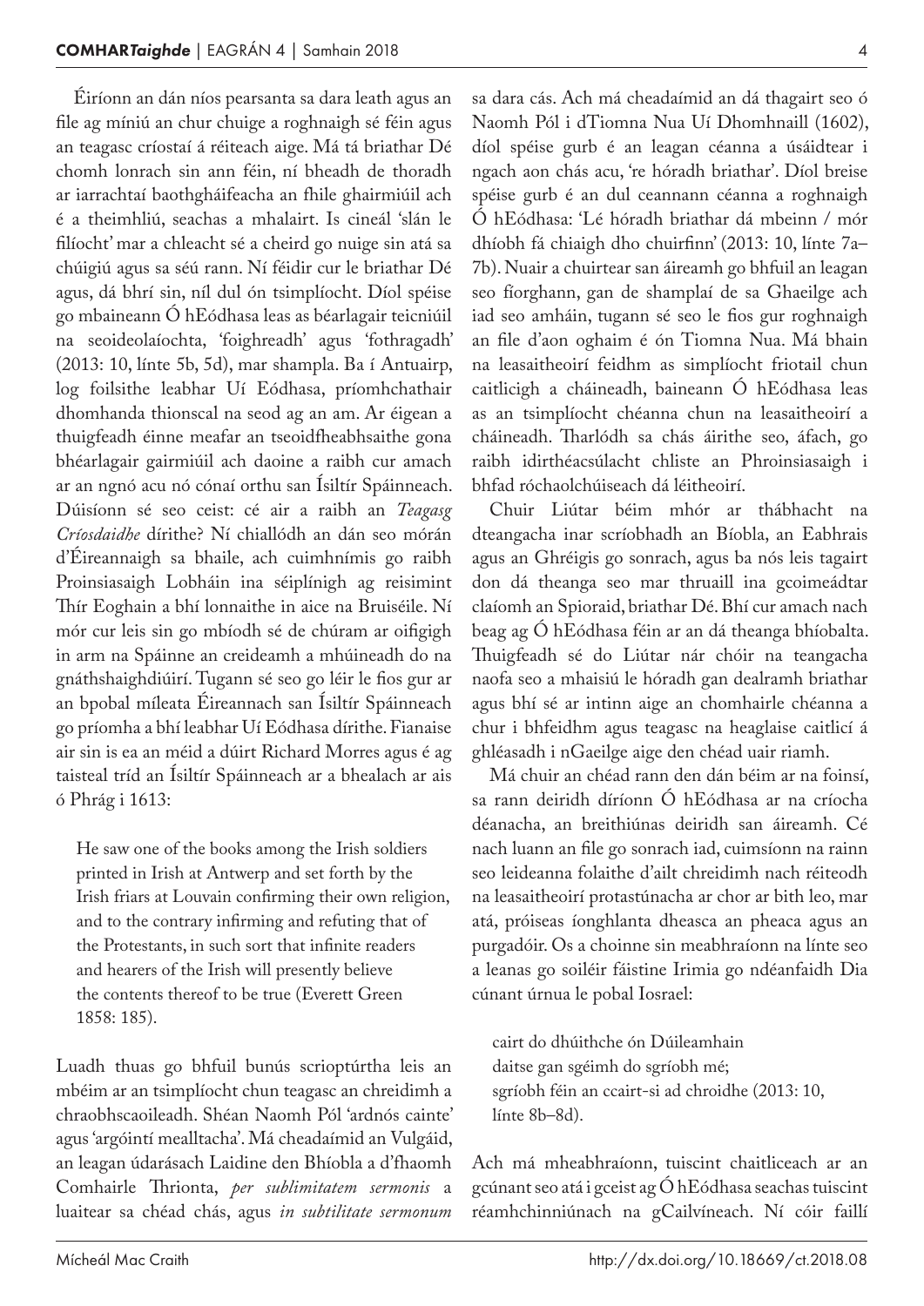Éiríonn an dán níos pearsanta sa dara leath agus an file ag míniú an chur chuige a roghnaigh sé féin agus an teagasc críostaí á réiteach aige. Má tá briathar Dé chomh lonrach sin ann féin, ní bheadh de thoradh ar iarrachtaí baothgháifeacha an fhile ghairmiúil ach é a theimhliú, seachas a mhalairt. Is cineál 'slán le filíocht' mar a chleacht sé a cheird go nuige sin atá sa chúigiú agus sa séú rann. Ní féidir cur le briathar Dé agus, dá bhrí sin, níl dul ón tsimplíocht. Díol spéise go mbaineann Ó hEódhasa leas as béarlagair teicniúil na seoideolaíochta, 'foighreadh' agus 'fothragadh' (2013: 10, línte 5b, 5d), mar shampla. Ba í Antuairp, log foilsithe leabhar Uí Eódhasa, príomhchathair dhomhanda thionscal na seod ag an am. Ar éigean a thuigfeadh éinne meafar an tseoidfheabhsaithe gona bhéarlagair gairmiúil ach daoine a raibh cur amach ar an ngnó acu nó cónaí orthu san Ísiltír Spáinneach. Dúisíonn sé seo ceist: cé air a raibh an *Teagasg Críosdaidhe* dírithe? Ní chiallódh an dán seo mórán d'Éireannaigh sa bhaile, ach cuimhnímis go raibh Proinsiasaigh Lobháin ina séiplínigh ag reisimint Thír Eoghain a bhí lonnaithe in aice na Bruiséile. Ní mór cur leis sin go mbíodh sé de chúram ar oifigigh in arm na Spáinne an creideamh a mhúineadh do na gnáthshaighdiúirí. Tugann sé seo go léir le fios gur ar an bpobal míleata Éireannach san Ísiltír Spáinneach go príomha a bhí leabhar Uí Eódhasa dírithe. Fianaise air sin is ea an méid a dúirt Richard Morres agus é ag taisteal tríd an Ísiltír Spáinneach ar a bhealach ar ais ó Phrág i 1613:

> He saw one of the books among the Irish soldiers printed in Irish at Antwerp and set forth by the Irish friars at Louvain confirming their own religion, and to the contrary infirming and refuting that of the Protestants, in such sort that infinite readers and hearers of the Irish will presently believe the contents thereof to be true (Everett Green 1858: 185).

Luadh thuas go bhfuil bunús scrioptúrtha leis an mbéim ar an tsimplíocht chun teagasc an chreidimh a chraobhscaoileadh. Shéan Naomh Pól 'ardnós cainte' agus 'argóintí mealltacha'. Má cheadaímid an Vulgáid, an leagan údarásach Laidine den Bhíobla a d'fhaomh Comhairle Thrionta, *per sublimitatem sermonis* a luaitear sa chéad chás, agus *in subtilitate sermonum* sa dara cás. Ach má cheadaímid an dá thagairt seo ó Naomh Pól i dTiomna Nua Uí Dhomhnaill (1602), díol spéise gurb é an leagan céanna a úsáidtear i ngach aon chás acu, 're hóradh briathar'. Díol breise spéise gurb é an dul ceannann céanna a roghnaigh Ó hEódhasa: 'Lé hóradh briathar dá mbeinn / mór dhíobh fá chiaigh dho chuirfinn' (2013: 10, línte 7a–7b). Nuair a chuirtear san áireamh go bhfuil an leagan seo fíorghann, gan de shamplaí de sa Ghaeilge ach iad seo amháin, tugann sé seo le fios gur roghnaigh an file d'aon oghaim é ón Tiomna Nua. Má bhain na leasaitheoirí feidhm as simplíocht friotail chun caitlicigh a cháineadh, baineann Ó hEódhasa leas as an tsimplíocht chéanna chun na leasaitheoirí a cháineadh. Tharlódh sa chás áirithe seo, áfach, go raibh idirthéacsúlacht chliste an Phroinsiasaigh i bhfad róchaolchúiseach dá léitheoirí.

Chuir Liútar béim mhór ar thábhacht na dteangacha inar scríobhadh an Bíobla, an Eabhrais agus an Ghréigis go sonrach, agus ba nós leis tagairt don dá theanga seo mar thruaill ina gcoimeádtar claíomh an Spioraid, briathar Dé. Bhí cur amach nach beag ag Ó hEódhasa féin ar an dá theanga bhíobalta. Thuigfeadh sé do Liútar nár chóir na teangacha naofa seo a mhaisiú le hóradh gan dealramh briathar agus bhí sé ar intinn aige an chomhairle chéanna a chur i bhfeidhm agus teagasc na heaglaise caitlicí á ghléasadh i nGaeilge aige den chéad uair riamh.

Má chuir an chéad rann den dán béim ar na foinsí, sa rann deiridh díríonn Ó hEódhasa ar na críocha déanacha, an breithiúnas deiridh san áireamh. Cé nach luann an file go sonrach iad, cuimsíonn na rainn seo leideanna folaithe d'ailt chreidimh nach réiteodh na leasaitheoirí protastúnacha ar chor ar bith leo, mar atá, próiseas íonghlanta dheasca an pheaca agus an purgadóir. Os a choinne sin meabhraíonn na línte seo a leanas go soiléir fáistine Irimia go ndéanfaidh Dia cúnant úrnua le pobal Iosrael:

> cairt do dhúithche ón Dúileamhain
> daitse gan sgéimh do sgríobh mé;
> sgríobh féin an ccairt-si ad chroidhe (2013: 10, línte 8b–8d).

Ach má mheabhraíonn, tuiscint chaitliceach ar an gcúnant seo atá i gceist ag Ó hEódhasa seachas tuiscint réamhchinniúnach na gCailvíneach. Ní cóir faillí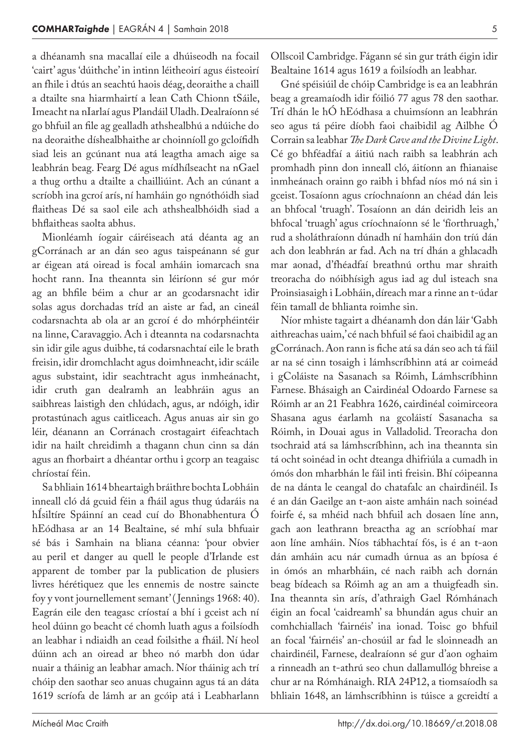a dhéanamh sna macallaí eile a dhúiseodh na focail 'cairt' agus 'dúithche' in intinn léitheoirí agus éisteoirí an fhile i dtús an seachtú haois déag, deoraithe a chaill a dtailte sna hiarmhairtí a lean Cath Chionn tSáile, Imeacht na nIarlaí agus Plandáil Uladh. Dealraíonn sé go bhfuil an file ag gealladh athshealbhú a ndúiche do na deoraithe díshealbhaithe ar choinníoll go gcloífidh siad leis an gcúnant nua atá leagtha amach aige sa leabhrán beag. Fearg Dé agus mídhílseacht na nGael a thug orthu a dtailte a chailliúint. Ach an cúnant a scríobh ina gcroí arís, ní hamháin go ngnóthóidh siad flaitheas Dé sa saol eile ach athshealbhóidh siad a bhflaitheas saolta abhus.

Mionléamh íogair cáiréiseach atá déanta ag an gCorránach ar an dán seo agus taispeánann sé gur ar éigean atá oiread is focal amháin iomarcach sna hocht rann. Ina theannta sin léiríonn sé gur mór ag an bhfile béim a chur ar an gcodarsnacht idir solas agus dorchadas tríd an aiste ar fad, an cineál codarsnachta ab ola ar an gcroí é do mhórphéintéir na linne, Caravaggio. Ach i dteannta na codarsnachta sin idir gile agus duibhe, tá codarsnachtaí eile le brath freisin, idir dromchlacht agus doimhneacht, idir scáile agus substaint, idir seachtracht agus inmheánacht, idir cruth gan dealramh an leabhráin agus an saibhreas laistigh den chlúdach, agus, ar ndóigh, idir protastúnach agus caitliceach. Agus anuas air sin go léir, déanann an Corránach crostagairt éifeachtach idir na hailt chreidimh a thagann chun cinn sa dán agus an fhorbairt a dhéantar orthu i gcorp an teagaisc chríostaí féin.

Sa bhliain 1614 bheartaigh bráithre bochta Lobháin inneall cló dá gcuid féin a fháil agus thug údaráis na hÍsiltíre Spáinní an cead cuí do Bhonabhentura Ó hEódhasa ar an 14 Bealtaine, sé mhí sula bhfuair sé bás i Samhain na bliana céanna: 'pour obvier au peril et danger au quell le people d'Irlande est apparent de tomber par la publication de plusiers livres hérétiquez que les ennemis de nostre saincte foy y vont journellement semant' (Jennings 1968: 40). Eagrán eile den teagasc críostaí a bhí i gceist ach ní heol dúinn go beacht cé chomh luath agus a foilsíodh an leabhar i ndiaidh an cead foilsithe a fháil. Ní heol dúinn ach an oiread ar bheo nó marbh don údar nuair a tháinig an leabhar amach. Níor tháinig ach trí chóip den saothar seo anuas chugainn agus tá an dáta 1619 scríofa de lámh ar an gcóip atá i Leabharlann Ollscoil Cambridge. Fágann sé sin gur tráth éigin idir Bealtaine 1614 agus 1619 a foilsíodh an leabhar.

Gné spéisiúil de chóip Cambridge is ea an leabhrán beag a greamaíodh idir fóilió 77 agus 78 den saothar. Trí dhán le hÓ hEódhasa a chuimsíonn an leabhrán seo agus tá péire díobh faoi chaibidil ag Ailbhe Ó Corrain sa leabhar *The Dark Cave and the Divine Light*. Cé go bhféadfaí a áitiú nach raibh sa leabhrán ach promhadh pinn don inneall cló, áitíonn an fhianaise inmheánach orainn go raibh i bhfad níos mó ná sin i gceist. Tosaíonn agus críochnaíonn an chéad dán leis an bhfocal 'truagh'. Tosaíonn an dán deiridh leis an bhfocal 'truagh' agus críochnaíonn sé le 'fíorthruagh,' rud a sholáthraíonn dúnadh ní hamháin don tríú dán ach don leabhrán ar fad. Ach na trí dhán a ghlacadh mar aonad, d'fhéadfaí breathnú orthu mar shraith treoracha do nóibhísigh agus iad ag dul isteach sna Proinsiasaigh i Lobháin, díreach mar a rinne an t-údar féin tamall de bhlianta roimhe sin.

Níor mhiste tagairt a dhéanamh don dán láir 'Gabh aithreachas uaim,' cé nach bhfuil sé faoi chaibidil ag an gCorránach. Aon rann is fiche atá sa dán seo ach tá fáil ar na sé cinn tosaigh i lámhscríbhinn atá ar coimeád i gColáiste na Sasanach sa Róimh, Lámhscríbhinn Farnese. Bhásaigh an Cairdinéal Odoardo Farnese sa Róimh ar an 21 Feabhra 1626, cairdinéal coimirceora Shasana agus éarlamh na gcoláistí Sasanacha sa Róimh, in Douai agus in Valladolid. Treoracha don tsochraid atá sa lámhscríbhinn, ach ina theannta sin tá ocht soinéad in ocht dteanga dhifriúla a cumadh in ómós don mharbhán le fáil inti freisin. Bhí cóipeanna de na dánta le ceangal do chatafalc an chairdinéil. Is é an dán Gaeilge an t-aon aiste amháin nach soinéad foirfe é, sa méid nach bhfuil ach dosaen líne ann, gach aon leathrann breactha ag an scríobhaí mar aon líne amháin. Níos tábhachtaí fós, is é an t-aon dán amháin acu nár cumadh úrnua as an bpíosa é in ómós an mharbháin, cé nach raibh ach dornán beag bídeach sa Róimh ag an am a thuigfeadh sin. Ina theannta sin arís, d'athraigh Gael Rómhánach éigin an focal 'caidreamh' sa bhundán agus chuir an comhchiallach 'fairnéis' ina ionad. Toisc go bhfuil an focal 'fairnéis' an-chosúil ar fad le sloinneadh an chairdinéil, Farnese, dealraíonn sé gur d'aon oghaim a rinneadh an t-athrú seo chun dallamullóg bhreise a chur ar na Rómhánaigh. RIA 24P12, a tiomsaíodh sa bhliain 1648, an lámhscríbhinn is túisce a gcreidtí a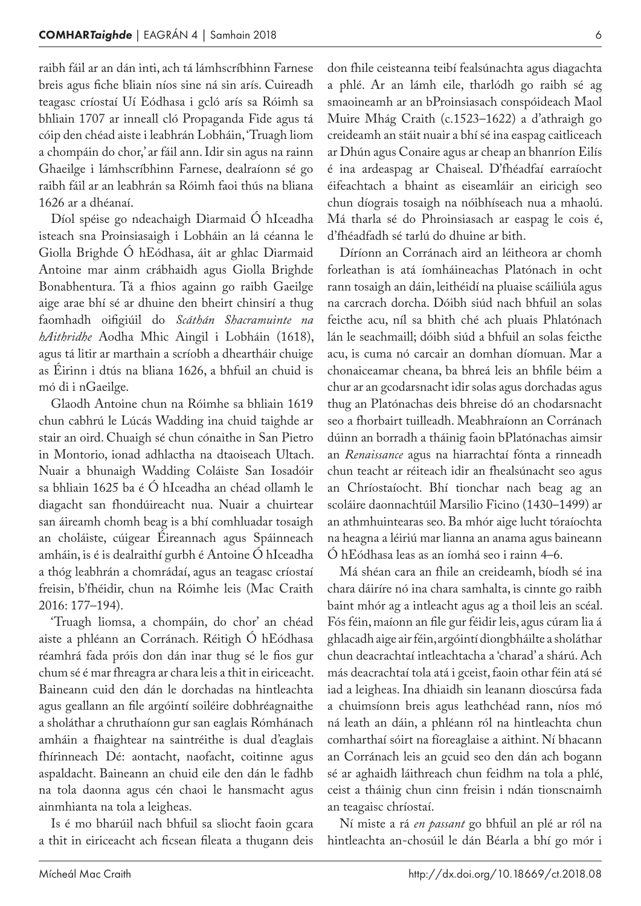raibh fáil ar an dán inti, ach tá lámhscríbhinn Farnese breis agus fiche bliain níos sine ná sin arís. Cuireadh teagasc críostaí Uí Eódhasa i gcló arís sa Róimh sa bhliain 1707 ar inneall cló Propaganda Fide agus tá cóip den chéad aiste i leabhrán Lobháin, 'Truagh liom a chompáin do chor,' ar fáil ann. Idir sin agus na rainn Ghaeilge i lámhscríbhinn Farnese, dealraíonn sé go raibh fáil ar an leabhrán sa Róimh faoi thús na bliana 1626 ar a dhéanaí.

Díol spéise go ndeachaigh Diarmaid Ó hIceadha isteach sna Proinsiasaigh i Lobháin an lá céanna le Giolla Brighde Ó hEódhasa, áit ar ghlac Diarmaid Antoine mar ainm crábhaidh agus Giolla Brighde Bonabhentura. Tá a fhios againn go raibh Gaeilge aige arae bhí sé ar dhuine den bheirt chinsirí a thug faomhadh oifigiúil do *Scáthán Shacramuinte na hAithridhe* Aodha Mhic Aingil i Lobháin (1618), agus tá litir ar marthain a scríobh a dheartháir chuige as Éirinn i dtús na bliana 1626, a bhfuil an chuid is mó di i nGaeilge.

Glaodh Antoine chun na Róimhe sa bhliain 1619 chun cabhrú le Lúcás Wadding ina chuid taighde ar stair an oird. Chuaigh sé chun cónaithe in San Pietro in Montorio, ionad adhlactha na dtaoiseach Ultach. Nuair a bhunaigh Wadding Coláiste San Iosadóir sa bhliain 1625 ba é Ó hIceadha an chéad ollamh le diagacht san fhondúireacht nua. Nuair a chuirtear san áireamh chomh beag is a bhí comhluadar tosaigh an choláiste, cúigear Éireannach agus Spáinneach amháin, is é is dealraithí gurbh é Antoine Ó hIceadha a thóg leabhrán a chomrádaí, agus an teagasc críostaí freisin, b'fhéidir, chun na Róimhe leis (Mac Craith 2016: 177–194).

'Truagh liomsa, a chompáin, do chor' an chéad aiste a phléann an Corránach. Réitigh Ó hEódhasa réamhrá fada próis don dán inar thug sé le fios gur chum sé é mar fhreagra ar chara leis a thit in eiriceacht. Baineann cuid den dán le dorchadas na hintleachta agus geallann an file argóintí soiléire dobhréagnaithe a sholáthar a chruthaíonn gur san eaglais Rómhánach amháin a fhaightear na saintréithe is dual d'eaglais fhírinneach Dé: aontacht, naofacht, coitinne agus aspaldacht. Baineann an chuid eile den dán le fadhb na tola daonna agus cén chaoi le hansmacht agus ainmhianta na tola a leigheas.

Is é mo bharúil nach bhfuil sa sliocht faoin gcara a thit in eiriceacht ach ficsean fileata a thugann deis don fhile ceisteanna teibí fealsúnachta agus diagachta a phlé. Ar an lámh eile, tharlódh go raibh sé ag smaoineamh ar an bProinsiasach conspóideach Maol Muire Mhág Craith (c.1523–1622) a d'athraigh go creideamh an stáit nuair a bhí sé ina easpag caitliceach ar Dhún agus Conaire agus ar cheap an bhanríon Eilís é ina ardeaspag ar Chaiseal. D'fhéadfaí earraíocht éifeachtach a bhaint as eiseamláir an eiricigh seo chun díograis tosaigh na nóibhíseach nua a mhaolú. Má tharla sé do Phroinsiasach ar easpag le cois é, d'fhéadfadh sé tarlú do dhuine ar bith.

Díríonn an Corránach aird an léitheora ar chomh forleathan is atá íomháineachas Platónach in ocht rann tosaigh an dáin, leithéidí na pluaise scáiliúla agus na carcrach dorcha. Dóibh siúd nach bhfuil an solas feicthe acu, níl sa bhith ché ach pluais Phlatónach lán le seachmaill; dóibh siúd a bhfuil an solas feicthe acu, is cuma nó carcair an domhan díomuan. Mar a chonaiceamar cheana, ba bhreá leis an bhfile béim a chur ar an gcodarsnacht idir solas agus dorchadas agus thug an Platónachas deis bhreise dó an chodarsnacht seo a fhorbairt tuilleadh. Meabhraíonn an Corránach dúinn an borradh a tháinig faoin bPlatónachas aimsir an *Renaissance* agus na hiarrachtaí fónta a rinneadh chun teacht ar réiteach idir an fhealsúnacht seo agus an Chríostaíocht. Bhí tionchar nach beag ag an scoláire daonnachtúil Marsilio Ficino (1430–1499) ar an athmhuintearas seo. Ba mhór aige lucht tóraíochta na heagna a léiriú mar lianna an anama agus baineann Ó hEódhasa leas as an íomhá seo i rainn 4–6.

Má shéan cara an fhile an creideamh, bíodh sé ina chara dáiríre nó ina chara samhalta, is cinnte go raibh baint mhór ag a intleacht agus ag a thoil leis an scéal. Fós féin, maíonn an file gur féidir leis, agus cúram lia á ghlacadh aige air féin, argóintí diongbháilte a sholáthar chun deacrachtaí intleachtacha a 'charad' a shárú. Ach más deacrachtaí tola atá i gceist, faoin othar féin atá sé iad a leigheas. Ina dhiaidh sin leanann dioscúrsa fada a chuimsíonn breis agus leathchéad rann, níos mó ná leath an dáin, a phléann ról na hintleachta chun comharthaí sóirt na fíoreaglaise a aithint. Ní bhacann an Corránach leis an gcuid seo den dán ach bogann sé ar aghaidh láithreach chun feidhm na tola a phlé, ceist a tháinig chun cinn freisin i ndán tionscnaimh an teagaisc chríostaí.

Ní miste a rá *en passant* go bhfuil an plé ar ról na hintleachta an-chosúil le dán Béarla a bhí go mór i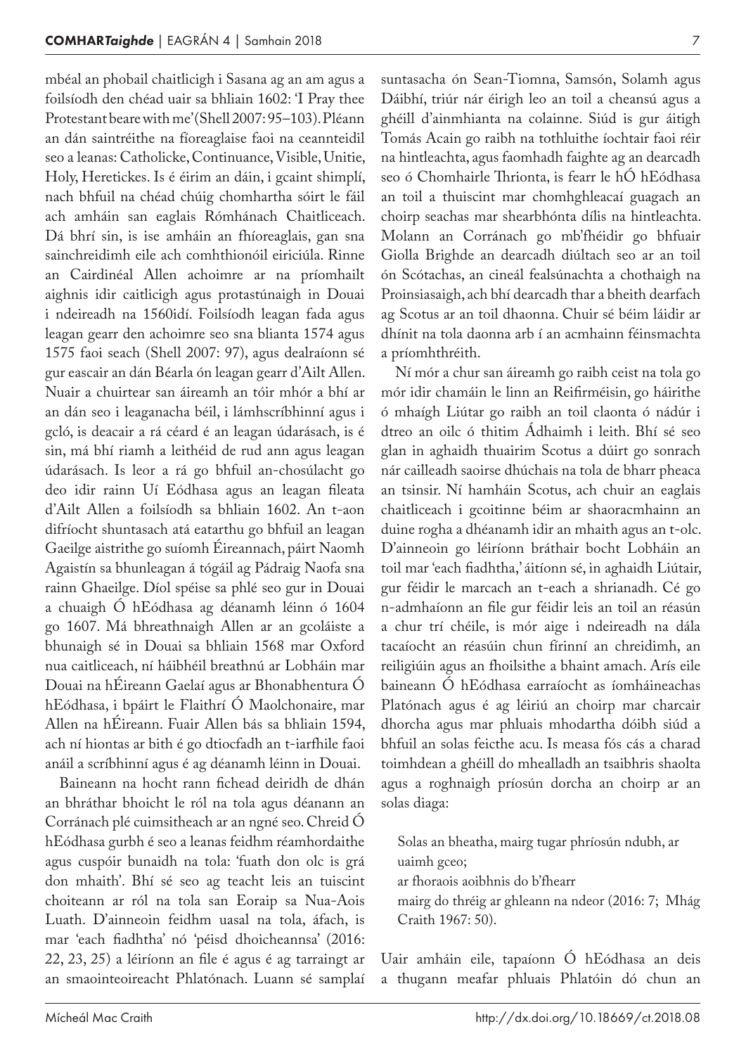mbéal an phobail chaitlicigh i Sasana ag an am agus a foilsíodh den chéad uair sa bhliain 1602: 'I Pray thee Protestant beare with me' (Shell 2007: 95–103). Pléann an dán saintréithe na fíoreaglaise faoi na ceannteidil seo a leanas: Catholicke, Continuance, Visible, Unitie, Holy, Heretickes. Is é éirim an dáin, i gcaint shimplí, nach bhfuil na chéad chúig chomhartha sóirt le fáil ach amháin san eaglais Rómhánach Chaitliceach. Dá bhrí sin, is ise amháin an fhíoreaglais, gan sna sainchreidimh eile ach comhthionóil eiriciúla. Rinne an Cairdinéal Allen achoimre ar na príomhailt aighnis idir caitlicigh agus protastúnaigh in Douai i ndeireadh na 1560idí. Foilsíodh leagan fada agus leagan gearr den achoimre seo sna blianta 1574 agus 1575 faoi seach (Shell 2007: 97), agus dealraíonn sé gur eascair an dán Béarla ón leagan gearr d'Ailt Allen. Nuair a chuirtear san áireamh an tóir mhór a bhí ar an dán seo i leaganacha béil, i lámhscríbhinní agus i gcló, is deacair a rá céard é an leagan údarásach, is é sin, má bhí riamh a leithéid de rud ann agus leagan údarásach. Is leor a rá go bhfuil an-chosúlacht go deo idir rainn Uí Eódhasa agus an leagan fileata d'Ailt Allen a foilsíodh sa bhliain 1602. An t-aon difríocht shuntasach atá eatarthu go bhfuil an leagan Gaeilge aistrithe go suíomh Éireannach, páirt Naomh Agaistín sa bhunleagan á tógáil ag Pádraig Naofa sna rainn Ghaeilge. Díol spéise sa phlé seo gur in Douai a chuaigh Ó hEódhasa ag déanamh léinn ó 1604 go 1607. Má bhreathnaigh Allen ar an gcoláiste a bhunaigh sé in Douai sa bhliain 1568 mar Oxford nua caitliceach, ní háibhéil breathnú ar Lobháin mar Douai na hÉireann Gaelaí agus ar Bhonabhentura Ó hEódhasa, i bpáirt le Flaithrí Ó Maolchonaire, mar Allen na hÉireann. Fuair Allen bás sa bhliain 1594, ach ní hiontas ar bith é go dtiocfadh an t-iarfhile faoi anáil a scríbhinní agus é ag déanamh léinn in Douai.

Baineann na hocht rann fichead deiridh de dhán an bhráthar bhoicht le ról na tola agus déanann an Corránach plé cuimsitheach ar an ngné seo. Chreid Ó hEódhasa gurbh é seo a leanas feidhm réamhordaithe agus cuspóir bunaidh na tola: 'fuath don olc is grá don mhaith'. Bhí sé seo ag teacht leis an tuiscint choiteann ar ról na tola san Eoraip sa Nua-Aois Luath. D'ainneoin feidhm uasal na tola, áfach, is mar 'each fiadhtha' nó 'péisd dhoicheannsa' (2016: 22, 23, 25) a léiríonn an file é agus é ag tarraingt ar an smaointeoireacht Phlatónach. Luann sé samplaí suntasacha ón Sean-Tiomna, Samsón, Solamh agus Dáibhí, triúr nár éirigh leo an toil a cheansú agus a ghéill d'ainmhianta na colainne. Siúd is gur áitigh Tomás Acain go raibh na tothluithe íochtair faoi réir na hintleachta, agus faomhadh faighte ag an dearcadh seo ó Chomhairle Thrionta, is fearr le hÓ hEódhasa an toil a thuiscint mar chomhghleacaí guagach an choirp seachas mar shearbhónta dílis na hintleachta. Molann an Corránach go mb'fhéidir go bhfuair Giolla Brighde an dearcadh diúltach seo ar an toil ón Scótachas, an cineál fealsúnachta a chothaigh na Proinsiasaigh, ach bhí dearcadh thar a bheith dearfach ag Scotus ar an toil dhaonna. Chuir sé béim láidir ar dhínit na tola daonna arb í an acmhainn féinsmachta a príomhthréith.

Ní mór a chur san áireamh go raibh ceist na tola go mór idir chamáin le linn an Reifirméisin, go háirithe ó mhaígh Liútar go raibh an toil claonta ó nádúr i dtreo an oilc ó thitim Ádhaimh i leith. Bhí sé seo glan in aghaidh thuairim Scotus a dúirt go sonrach nár cailleadh saoirse dhúchais na tola de bharr pheaca an tsinsir. Ní hamháin Scotus, ach chuir an eaglais chaitliceach i gcoitinne béim ar shaoracmhainn an duine rogha a dhéanamh idir an mhaith agus an t-olc. D'ainneoin go léiríonn bráthair bocht Lobháin an toil mar 'each fiadhtha,' áitíonn sé, in aghaidh Liútair, gur féidir le marcach an t-each a shrianadh. Cé go n-admhaíonn an file gur féidir leis an toil an réasún a chur trí chéile, is mór aige i ndeireadh na dála tacaíocht an réasúin chun fírinní an chreidimh, an reiligiúin agus an fhoilsithe a bhaint amach. Arís eile baineann Ó hEódhasa earraíocht as íomháineachas Platónach agus é ag léiriú an choirp mar charcair dhorcha agus mar phluais mhodartha dóibh siúd a bhfuil an solas feicthe acu. Is measa fós cás a charad toimhdean a ghéill do mhealladh an tsaibhris shaolta agus a roghnaigh príosún dorcha an choirp ar an solas diaga:

> Solas an bheatha, mairg tugar phríosún ndubh, ar uaimh gceo;
> ar fhoraois aoibhnis do b'fhearr
> mairg do thréig ar ghleann na ndeor (2016: 7; Mhág Craith 1967: 50).

Uair amháin eile, tapaíonn Ó hEódhasa an deis a thugann meafar phluais Phlatóin dó chun an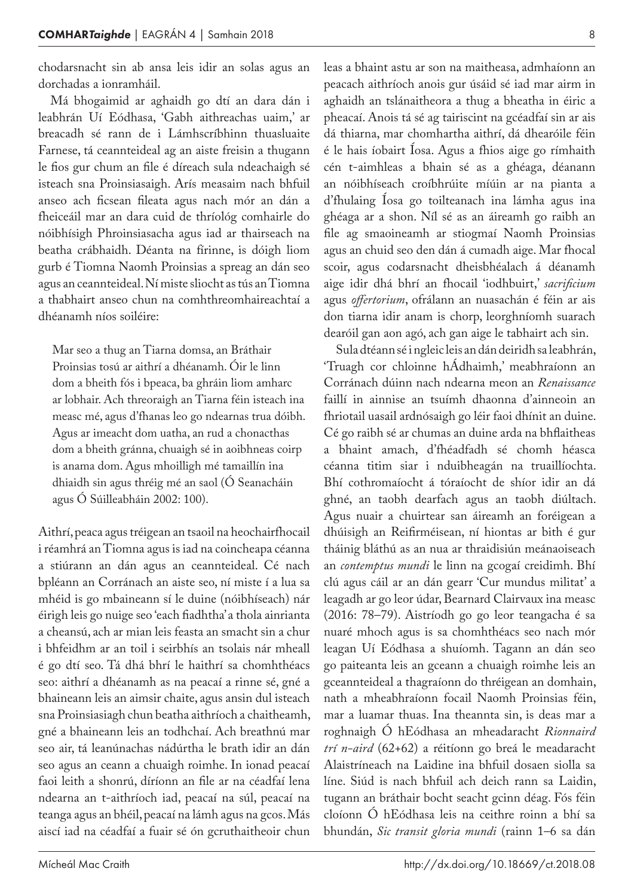chodarsnacht sin ab ansa leis idir an solas agus an dorchadas a ionramháil.

Má bhogaimid ar aghaidh go dtí an dara dán i leabhrán Uí Eódhasa, 'Gabh aithreachas uaim,' ar breacadh sé rann de i Lámhscríbhinn thuasluaite Farnese, tá ceannteideal ag an aiste freisin a thugann le fios gur chum an file é díreach sula ndeachaigh sé isteach sna Proinsiasaigh. Arís measaim nach bhfuil anseo ach ficsean fileata agus nach mór an dán a fheiceáil mar an dara cuid de thríológ comhairle do nóibhísigh Phroinsiasacha agus iad ar thairseach na beatha crábhaidh. Déanta na fírinne, is dóigh liom gurb é Tiomna Naomh Proinsias a spreag an dán seo agus an ceannteideal. Ní miste sliocht as tús an Tiomna a thabhairt anseo chun na comhthreomhaireachtaí a dhéanamh níos soiléire:

> Mar seo a thug an Tiarna domsa, an Bráthair Proinsias tosú ar aithrí a dhéanamh. Óir le linn dom a bheith fós i bpeaca, ba ghráin liom amharc ar lobhair. Ach threoraigh an Tiarna féin isteach ina measc mé, agus d'fhanas leo go ndearnas trua dóibh. Agus ar imeacht dom uatha, an rud a chonacthas dom a bheith gránna, chuaigh sé in aoibhneas coirp is anama dom. Agus mhoilligh mé tamaillín ina dhiaidh sin agus thréig mé an saol (Ó Seanacháin agus Ó Súilleabháin 2002: 100).

Aithrí, peaca agus tréigean an tsaoil na heochairfhocail i réamhrá an Tiomna agus is iad na coincheapa céanna a stiúrann an dán agus an ceannteideal. Cé nach bpléann an Corránach an aiste seo, ní miste í a lua sa mhéid is go mbaineann sí le duine (nóibhíseach) nár éirigh leis go nuige seo 'each fiadhtha' a thola ainrianta a cheansú, ach ar mian leis feasta an smacht sin a chur i bhfeidhm ar an toil i seirbhís an tsolais nár mheall é go dtí seo. Tá dhá bhrí le haithrí sa chomhthéacs seo: aithrí a dhéanamh as na peacaí a rinne sé, gné a bhaineann leis an aimsir chaite, agus ansin dul isteach sna Proinsiasiagh chun beatha aithríoch a chaitheamh, gné a bhaineann leis an todhchaí. Ach breathnú mar seo air, tá leanúnachas nádúrtha le brath idir an dán seo agus an ceann a chuaigh roimhe. In ionad peacaí faoi leith a shonrú, díríonn an file ar na céadfaí lena ndearna an t-aithríoch iad, peacaí na súl, peacaí na teanga agus an bhéil, peacaí na lámh agus na gcos. Más aiscí iad na céadfaí a fuair sé ón gcruthaitheoir chun leas a bhaint astu ar son na maitheasa, admhaíonn an peacach aithríoch anois gur úsáid sé iad mar airm in aghaidh an tslánaitheora a thug a bheatha in éiric a pheacaí. Anois tá sé ag tairiscint na gcéadfaí sin ar ais dá thiarna, mar chomhartha aithrí, dá dhearóile féin é le hais íobairt Íosa. Agus a fhios aige go rímhaith cén t-aimhleas a bhain sé as a ghéaga, déanann an nóibhíseach croíbhrúite miúin ar na pianta a d'fhulaing Íosa go toilteanach ina lámha agus ina ghéaga ar a shon. Níl sé as an áireamh go raibh an file ag smaoineamh ar stiogmaí Naomh Proinsias agus an chuid seo den dán á cumadh aige. Mar fhocal scoir, agus codarsnacht dheisbhéalach á déanamh aige idir dhá bhrí an fhocail 'iodhbuirt,' *sacrificium* agus *offertorium*, ofrálann an nuasachán é féin ar ais don tiarna idir anam is chorp, leorghníomh suarach dearóil gan aon agó, ach gan aige le tabhairt ach sin.

Sula dtéann sé i ngleic leis an dán deiridh sa leabhrán, 'Truagh cor chloinne hÁdhaimh,' meabhraíonn an Corránach dúinn nach ndearna meon an *Renaissance* faillí in ainnise an tsuímh dhaonna d'ainneoin an fhriotail uasail ardnósaigh go léir faoi dhínit an duine. Cé go raibh sé ar chumas an duine arda na bhflaitheas a bhaint amach, d'fhéadfadh sé chomh héasca céanna titim siar i nduibheagán na truaillíochta. Bhí cothromaíocht á tóraíocht de shíor idir an dá ghné, an taobh dearfach agus an taobh diúltach. Agus nuair a chuirtear san áireamh an foréigean a dhúisigh an Reifirméisean, ní hiontas ar bith é gur tháinig bláthú as an nua ar thraidisiún meánaoiseach an *contemptus mundi* le linn na gcogaí creidimh. Bhí clú agus cáil ar an dán gearr 'Cur mundus militat' a leagadh ar go leor údar, Bearnard Clairvaux ina measc (2016: 78–79). Aistríodh go go leor teangacha é sa nuaré mhoch agus is sa chomhthéacs seo nach mór leagan Uí Eódhasa a shuíomh. Tagann an dán seo go paiteanta leis an gceann a chuaigh roimhe leis an gceannteideal a thagraíonn do thréigean an domhain, nath a mheabhraíonn focail Naomh Proinsias féin, mar a luamar thuas. Ina theannta sin, is deas mar a roghnaigh Ó hEódhasa an mheadaracht *Rionnaird trí n-aird* (62+62) a réitíonn go breá le meadaracht Alaistríneach na Laidine ina bhfuil dosaen siolla sa líne. Siúd is nach bhfuil ach deich rann sa Laidin, tugann an bráthair bocht seacht gcinn déag. Fós féin cloíonn Ó hEódhasa leis na ceithre roinn a bhí sa bhundán, *Sic transit gloria mundi* (rainn 1–6 sa dán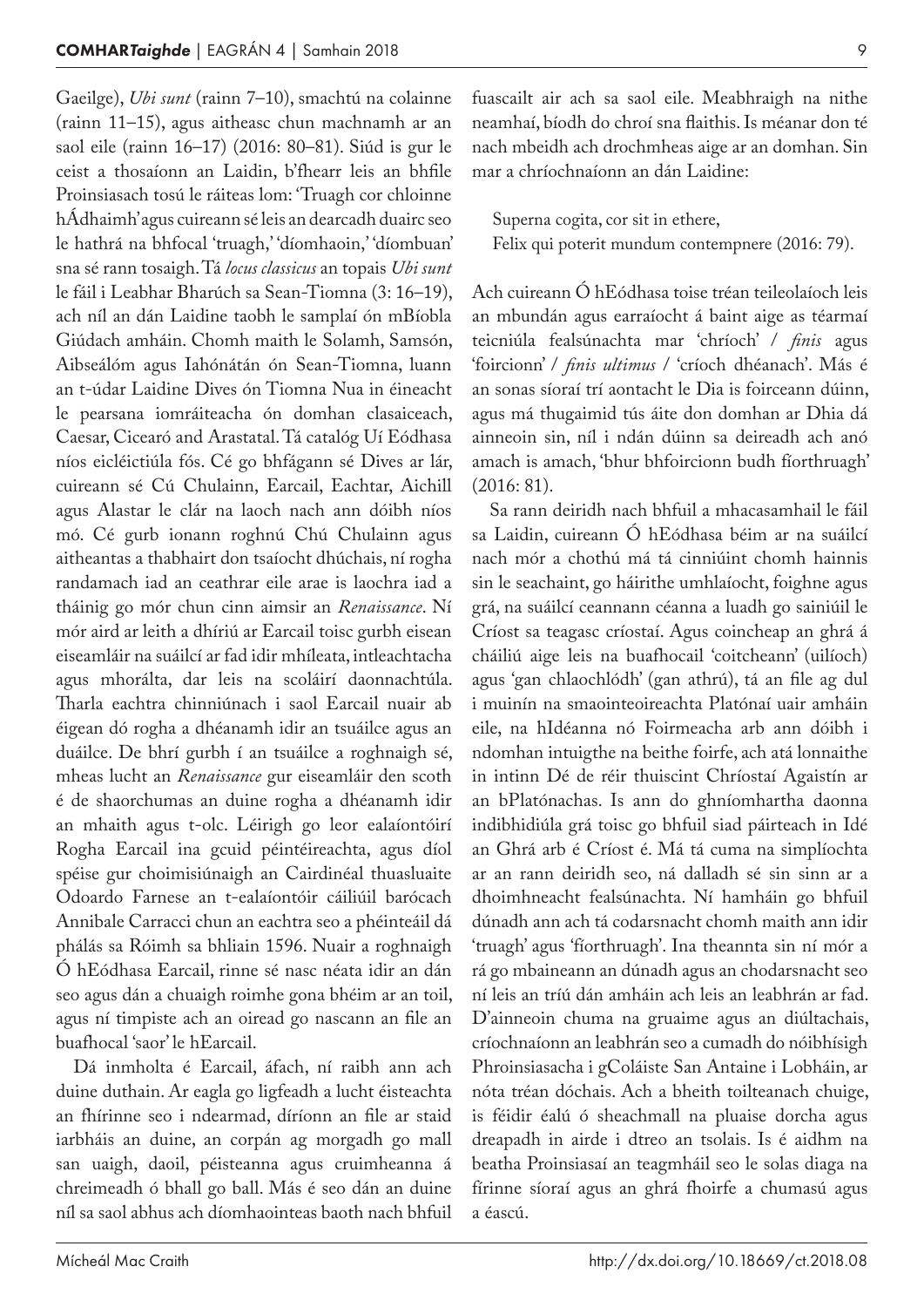Gaeilge), *Ubi sunt* (rainn 7–10), smachtú na colainne (rainn 11–15), agus aitheasc chun machnamh ar an saol eile (rainn 16–17) (2016: 80–81). Siúd is gur le ceist a thosaíonn an Laidin, b'fhearr leis an bhfile Proinsiasach tosú le ráiteas lom: 'Truagh cor chloinne hÁdhaimh' agus cuireann sé leis an dearcadh duairc seo le hathrá na bhfocal 'truagh,' 'díomhaoin,' 'díombuan' sna sé rann tosaigh. Tá *locus classicus* an topais *Ubi sunt* le fáil i Leabhar Bharúch sa Sean-Tiomna (3: 16–19), ach níl an dán Laidine taobh le samplaí ón mBíobla Giúdach amháin. Chomh maith le Solamh, Samsón, Aibseálóm agus Iahónátán ón Sean-Tiomna, luann an t-údar Laidine Dives ón Tiomna Nua in éineacht le pearsana iomráiteacha ón domhan clasaiceach, Caesar, Cicearó and Arastatal. Tá catalóg Uí Eódhasa níos eicléictiúla fós. Cé go bhfágann sé Dives ar lár, cuireann sé Cú Chulainn, Earcail, Eachtar, Aichill agus Alastar le clár na laoch nach ann dóibh níos mó. Cé gurb ionann roghnú Chú Chulainn agus aitheantas a thabhairt don tsaíocht dhúchais, ní rogha randamach iad an ceathrar eile arae is laochra iad a tháinig go mór chun cinn aimsir an *Renaissance*. Ní mór aird ar leith a dhíriú ar Earcail toisc gurbh eisean eiseamláir na suáilcí ar fad idir mhíleata, intleachtacha agus mhorálta, dar leis na scoláirí daonnachtúla. Tharla eachtra chinniúnach i saol Earcail nuair ab éigean dó rogha a dhéanamh idir an tsuáilce agus an duáilce. De bhrí gurbh í an tsuáilce a roghnaigh sé, mheas lucht an *Renaissance* gur eiseamláir den scoth é de shaorchumas an duine rogha a dhéanamh idir an mhaith agus t-olc. Léirigh go leor ealaíontóirí Rogha Earcail ina gcuid péintéireachta, agus díol spéise gur choimisiúnaigh an Cairdinéal thuasluaite Odoardo Farnese an t-ealaíontóir cáiliúil barócach Annibale Carracci chun an eachtra seo a phéinteáil dá phálás sa Róimh sa bhliain 1596. Nuair a roghnaigh Ó hEódhasa Earcail, rinne sé nasc néata idir an dán seo agus dán a chuaigh roimhe gona bhéim ar an toil, agus ní timpiste ach an oiread go nascann an file an buafhocal 'saor' le hEarcail.

Dá inmholta é Earcail, áfach, ní raibh ann ach duine duthain. Ar eagla go ligfeadh a lucht éisteachta an fhírinne seo i ndearmad, díríonn an file ar staid iarbháis an duine, an corpán ag morgadh go mall san uaigh, daoil, péisteanna agus cruimheanna á chreimeadh ó bhall go ball. Más é seo dán an duine níl sa saol abhus ach díomhaointeas baoth nach bhfuil fuascailt air ach sa saol eile. Meabhraigh na nithe neamhaí, bíodh do chroí sna flaithis. Is méanar don té nach mbeidh ach drochmheas aige ar an domhan. Sin mar a chríochnaíonn an dán Laidine:

> Superna cogita, cor sit in ethere,
> Felix qui poterit mundum contempnere (2016: 79).

Ach cuireann Ó hEódhasa toise tréan teileolaíoch leis an mbundán agus earraíocht á baint aige as téarmaí teicniúla fealsúnachta mar 'chríoch' / *finis* agus 'foircionn' / *finis ultimus* / 'críoch dhéanach'. Más é an sonas síoraí trí aontacht le Dia is foirceann dúinn, agus má thugaimid tús áite don domhan ar Dhia dá ainneoin sin, níl i ndán dúinn sa deireadh ach anó amach is amach, 'bhur bhfoircionn budh fíorthruagh' (2016: 81).

Sa rann deiridh nach bhfuil a mhacasamhail le fáil sa Laidin, cuireann Ó hEódhasa béim ar na suáilcí nach mór a chothú má tá cinniúint chomh hainnis sin le seachaint, go háirithe umhlaíocht, foighne agus grá, na suáilcí ceannann céanna a luadh go sainiúil le Críost sa teagasc críostaí. Agus coincheap an ghrá á cháiliú aige leis na buafhocail 'coitcheann' (uilíoch) agus 'gan chlaochlódh' (gan athrú), tá an file ag dul i muinín na smaointeoireachta Platónaí uair amháin eile, na hIdéanna nó Foirmeacha arb ann dóibh i ndomhan intuigthe na beithe foirfe, ach atá lonnaithe in intinn Dé de réir thuiscint Chríostaí Agaistín ar an bPlatónachas. Is ann do ghníomhartha daonna indibhidiúla grá toisc go bhfuil siad páirteach in Idé an Ghrá arb é Críost é. Má tá cuma na simplíochta ar an rann deiridh seo, ná dalladh sé sin sinn ar a dhoimhneacht fealsúnachta. Ní hamháin go bhfuil dúnadh ann ach tá codarsnacht chomh maith ann idir 'truagh' agus 'fíorthruagh'. Ina theannta sin ní mór a rá go mbaineann an dúnadh agus an chodarsnacht seo ní leis an tríú dán amháin ach leis an leabhrán ar fad. D'ainneoin chuma na gruaime agus an diúltachais, críochnaíonn an leabhrán seo a cumadh do nóibhísigh Phroinsiasacha i gColáiste San Antaine i Lobháin, ar nóta tréan dóchais. Ach a bheith toilteanach chuige, is féidir éalú ó sheachmall na pluaise dorcha agus dreapadh in airde i dtreo an tsolais. Is é aidhm na beatha Proinsiasaí an teagmháil seo le solas diaga na fírinne síoraí agus an ghrá fhoirfe a chumasú agus a éascú.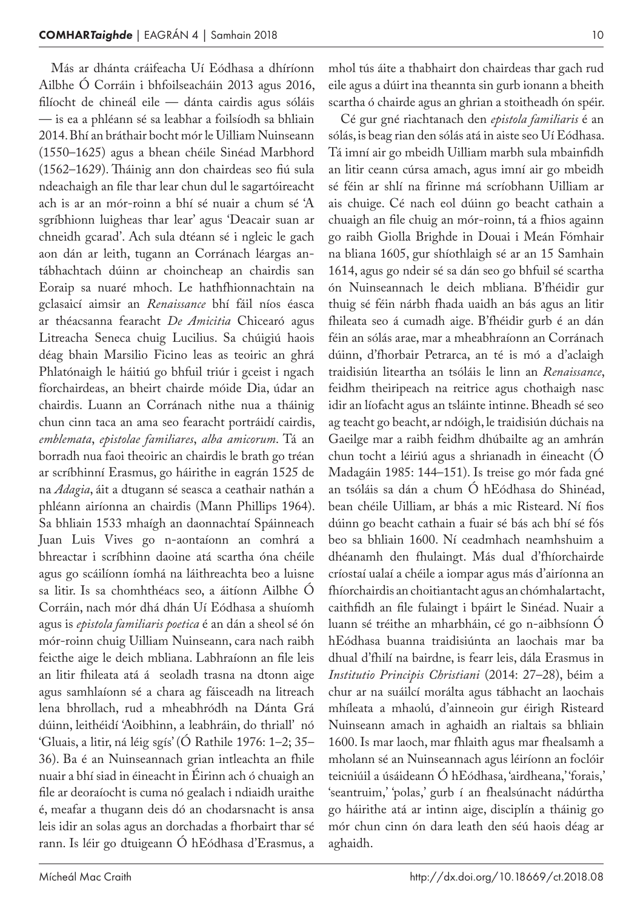Más ar dhánta cráifeacha Uí Eódhasa a dhíríonn Ailbhe Ó Corráin i bhfoilseacháin 2013 agus 2016, filíocht de chineál eile — dánta cairdis agus sóláis — is ea a phléann sé sa leabhar a foilsíodh sa bhliain 2014. Bhí an bráthair bocht mór le Uilliam Nuinseann (1550–1625) agus a bhean chéile Sinéad Marbhord (1562–1629). Tháinig ann don chairdeas seo fiú sula ndeachaigh an file thar lear chun dul le sagartóireacht ach is ar an mór-roinn a bhí sé nuair a chum sé 'A sgríbhionn luigheas thar lear' agus 'Deacair suan ar chneidh gcarad'. Ach sula dtéann sé i ngleic le gach aon dán ar leith, tugann an Corránach léargas an-tábhachtach dúinn ar choincheap an chairdis san Eoraip sa nuaré mhoch. Le hathfhionnachtain na gclasaicí aimsir an *Renaissance* bhí fáil níos éasca ar théacsanna fearacht *De Amicitia* Chiceaaró agus Litreacha Seneca chuig Lucilius. Sa chúigiú haois déag bhain Marsilio Ficino leas as teoiric an ghrá Phlatónaigh le háitiú go bhfuil triúr i gceist i ngach fíorchairdeas, an bheirt chairde móide Dia, údar an chairdis. Luann an Corránach nithe nua a tháinig chun cinn taca an ama seo fearacht portráidí cairdis, *emblemata*, *epistolae familiares*, *alba amicorum*. Tá an borradh nua faoi theoiric an chairdis le brath go tréan ar scríbhinní Erasmus, go háirithe in eagrán 1525 de na *Adagia*, áit a dtugann sé seasca a ceathair nathán a phléann airíonna an chairdis (Mann Phillips 1964). Sa bhliain 1533 mhaígh an daonnachtaí Spáinneach Juan Luis Vives go n-aontaíonn an comhrá a bhreactar i scríbhinn daoine atá scartha óna chéile agus go scáilíonn íomhá na láithreachta beo a luisne sa litir. Is sa chomhthéacs seo, a áitíonn Ailbhe Ó Corráin, nach mór dhá dhán Uí Eódhasa a shuíomh agus is *epistola familiaris poetica* é an dán a sheol sé ón mór-roinn chuig Uilliam Nuinseann, cara nach raibh feicthe aige le deich mbliana. Labhraíonn an file leis an litir fhileata atá á seoladh trasna na dtonn aige agus samhlaíonn sé a chara ag fáisceadh na litreach lena bhrollach, rud a mheabhródh na Dánta Grá dúinn, leithéidí 'Aoibhinn, a leabhráin, do thriall' nó 'Gluais, a litir, ná léig sgís' (Ó Rathile 1976: 1–2; 35–36). Ba é an Nuinseannach grian intleachta an fhile nuair a bhí siad in éineacht in Éirinn ach ó chuaigh an file ar deoraíocht is cuma nó gealach i ndiaidh uraithe é, meafar a thugann deis dó an chodarsnacht is ansa leis idir an solas agus an dorchadas a fhorbairt thar sé rann. Is léir go dtuigeann Ó hEódhasa d'Erasmus, a mhol tús áite a thabhairt don chairdeas thar gach rud eile agus a dúirt ina theannta sin gurb ionann a bheith scartha ó chairde agus an ghrian a stoitheadh ón spéir.

Cé gur gné riachtanach den *epistola familiaris* é an sólás, is beag rian den sólás atá in aiste seo Uí Eódhasa. Tá imní air go mbeidh Uilliam marbh sula mbainfidh an litir ceann cúrsa amach, agus imní air go mbeidh sé féin ar shlí na fírinne má scríobhann Uilliam ar ais chuige. Cé nach eol dúinn go beacht cathain a chuaigh an file chuig an mór-roinn, tá a fhios againn go raibh Giolla Brighde in Douai i Meán Fómhair na bliana 1605, gur shíothlaigh sé ar an 15 Samhain 1614, agus go ndeir sé sa dán seo go bhfuil sé scartha ón Nuinseannach le deich mbliana. B'fhéidir gur thuig sé féin nárbh fhada uaidh an bás agus an litir fhileata seo á cumadh aige. B'fhéidir gurb é an dán féin an sólás arae, mar a mheabhraíonn an Corránach dúinn, d'fhorbair Petrarca, an té is mó a d'aclaigh traidisiún liteartha an tsóláis le linn an *Renaissance*, feidhm theiripeach na reitrice agus chothaigh nasc idir an líofacht agus an tsláinte intinne. Bheadh sé seo ag teacht go beacht, ar ndóigh, le traidisiún dúchais na Gaeilge mar a raibh feidhm dhúbailte ag an amhrán chun tocht a léiriú agus a shrianadh in éineacht (Ó Madagáin 1985: 144–151). Is treise go mór fada gné an tsóláis sa dán a chum Ó hEódhasa do Shinéad, bean chéile Uilliam, ar bhás a mic Risteard. Ní fios dúinn go beacht cathain a fuair sé bás ach bhí sé fós beo sa bhliain 1600. Ní ceadmhach neamhshuim a dhéanamh den fhulaingt. Más dual d'fhíorchairde críostaí ualaí a chéile a iompar agus más d'airíonna an fhíorchairdis an choitiantacht agus an chómhalartacht, caithfidh an file fulaingt i bpáirt le Sinéad. Nuair a luann sé tréithe an mharbháin, cé go n-aibhsíonn Ó hEódhasa buanna traidisiúnta an laochais mar ba dhual d'fhilí na bairdne, is fearr leis, dála Erasmus in *Institutio Principis Christiani* (2014: 27–28), béim a chur ar na suáilcí morálta agus tábhacht an laochais mhíleata a mhaolú, d'ainneoin gur éirigh Risteard Nuinseann amach in aghaidh an rialtais sa bhliain 1600. Is mar laoch, mar fhlaith agus mar fhealsamh a mholann sé an Nuinseannach agus léiríonn an foclóir teicniúil a úsáideann Ó hEódhasa, 'airdheana,' 'forais,' 'seantruim,' 'polas,' gurb í an fhealsúnacht nádúrtha go háirithe atá ar intinn aige, disciplín a tháinig go mór chun cinn ón dara leath den séú haois déag ar aghaidh.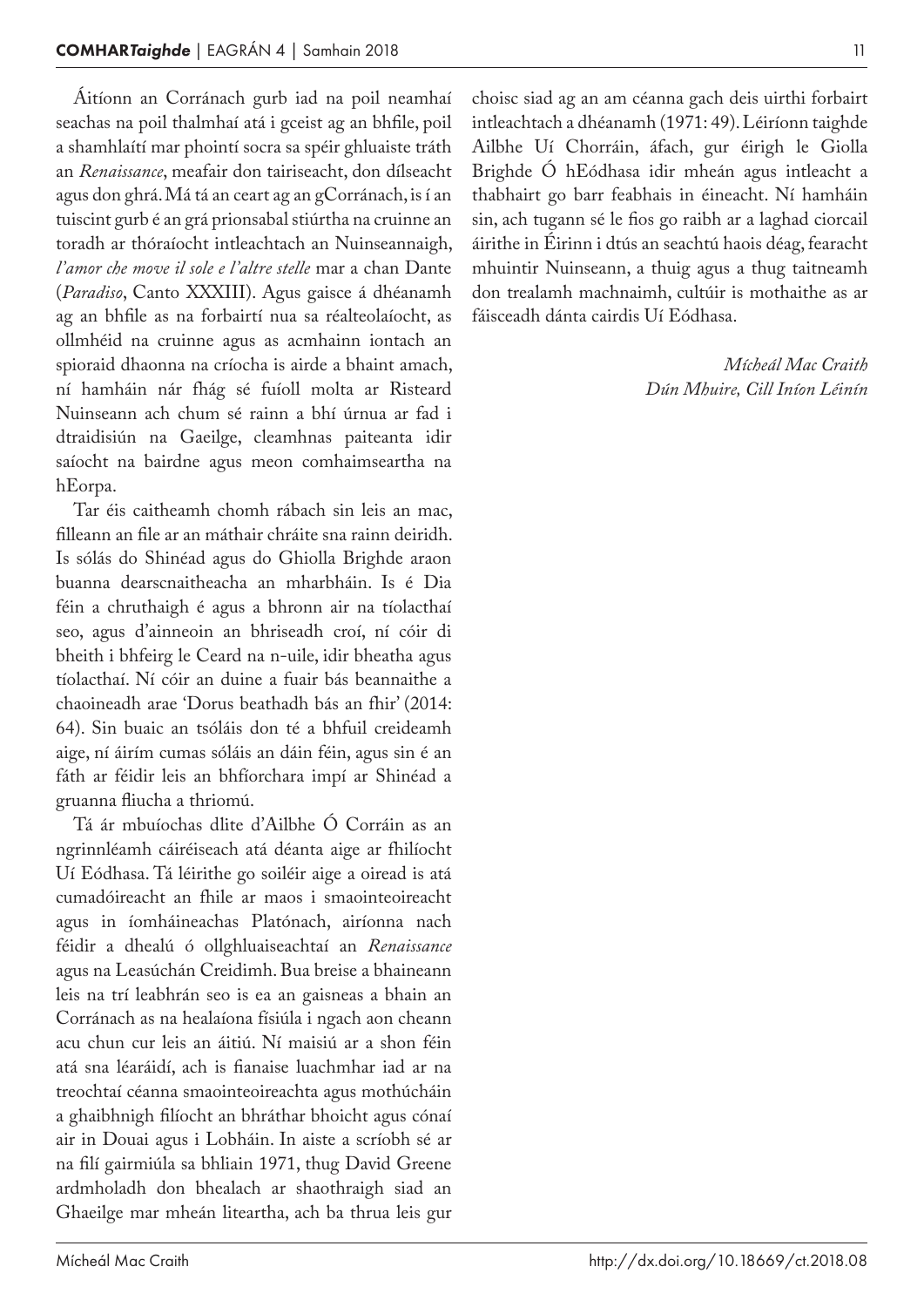Áitíonn an Corránach gurb iad na poil neamhaí seachas na poil thalmhaí atá i gceist ag an bhfile, poil a shamhlaítí mar phointí socra sa spéir ghluaiste tráth an *Renaissance*, meafair don tairiseacht, don dílseacht agus don ghrá. Má tá an ceart ag an gCorránach, is í an tuiscint gurb é an grá prionsabal stiúrtha na cruinne an toradh ar thóraíocht intleachtach an Nuinseannaigh, *l'amor che move il sole e l'altre stelle* mar a chan Dante (*Paradiso*, Canto XXXIII). Agus gaisce á dhéanamh ag an bhfile as na forbairtí nua sa réalteolaíocht, as ollmhéid na cruinne agus as acmhainn iontach an spioraid dhaonna na críocha is airde a bhaint amach, ní hamháin nár fhág sé fuíoll molta ar Risteard Nuinseann ach chum sé rainn a bhí úrnua ar fad i dtraidisiún na Gaeilge, cleamhnas paiteanta idir saíocht na bairdne agus meon comhaimseartha na hEorpa.

Tar éis caitheamh chomh rábach sin leis an mac, filleann an file ar an máthair chráite sna rainn deiridh. Is sólás do Shinéad agus do Ghiolla Brighde araon buanna dearscnaitheacha an mharbháin. Is é Dia féin a chruthaigh é agus a bhronn air na tíolacthaí seo, agus d'ainneoin an bhriseadh croí, ní cóir di bheith i bhfeirg le Ceard na n-uile, idir bheatha agus tíolacthaí. Ní cóir an duine a fuair bás beannaithe a chaoineadh arae 'Dorus beathadh bás an fhir' (2014: 64). Sin buaic an tsóláis don té a bhfuil creideamh aige, ní áirím cumas sóláis an dáin féin, agus sin é an fáth ar féidir leis an bhfíorchara impí ar Shinéad a gruanna fliucha a thriomú.

Tá ár mbuíochas dlite d'Ailbhe Ó Corráin as an ngrinnléamh cáiréiseach atá déanta aige ar fhilíocht Uí Eódhasa. Tá léirithe go soiléir aige a oiread is atá cumadóireacht an fhile ar maos i smaointeoireacht agus in íomháineachas Platónach, airíonna nach féidir a dhealú ó ollghluaiseachtaí an *Renaissance* agus na Leasúchán Creidimh. Bua breise a bhaineann leis na trí leabhrán seo is ea an gaisneas a bhain an Corránach as na healaíona físiúla i ngach aon cheann acu chun cur leis an áitiú. Ní maisiú ar a shon féin atá sna léaráidí, ach is fianaise luachmhar iad ar na treochtaí céanna smaointeoireachta agus mothúcháin a ghaibhnigh filíocht an bhráthar bhoicht agus cónaí air in Douai agus i Lobháin. In aiste a scríobh sé ar na filí gairmiúla sa bhliain 1971, thug David Greene ardmholadh don bhealach ar shaothraigh siad an Ghaeilge mar mheán liteartha, ach ba thrua leis gur choisc siad ag an am céanna gach deis uirthi forbairt intleachtach a dhéanamh (1971: 49). Léiríonn taighde Ailbhe Uí Chorráin, áfach, gur éirigh le Giolla Brighde Ó hEódhasa idir mheán agus intleacht a thabhairt go barr feabhais in éineacht. Ní hamháin sin, ach tugann sé le fios go raibh ar a laghad ciorcail áirithe in Éirinn i dtús an seachtú haois déag, fearacht mhuintir Nuinseann, a thuig agus a thug taitneamh don trealamh machnaimh, cultúir is mothaithe as ar fáisceadh dánta cairdis Uí Eódhasa.

*Mícheál Mac Craith*
*Dún Mhuire, Cill Iníon Léinín*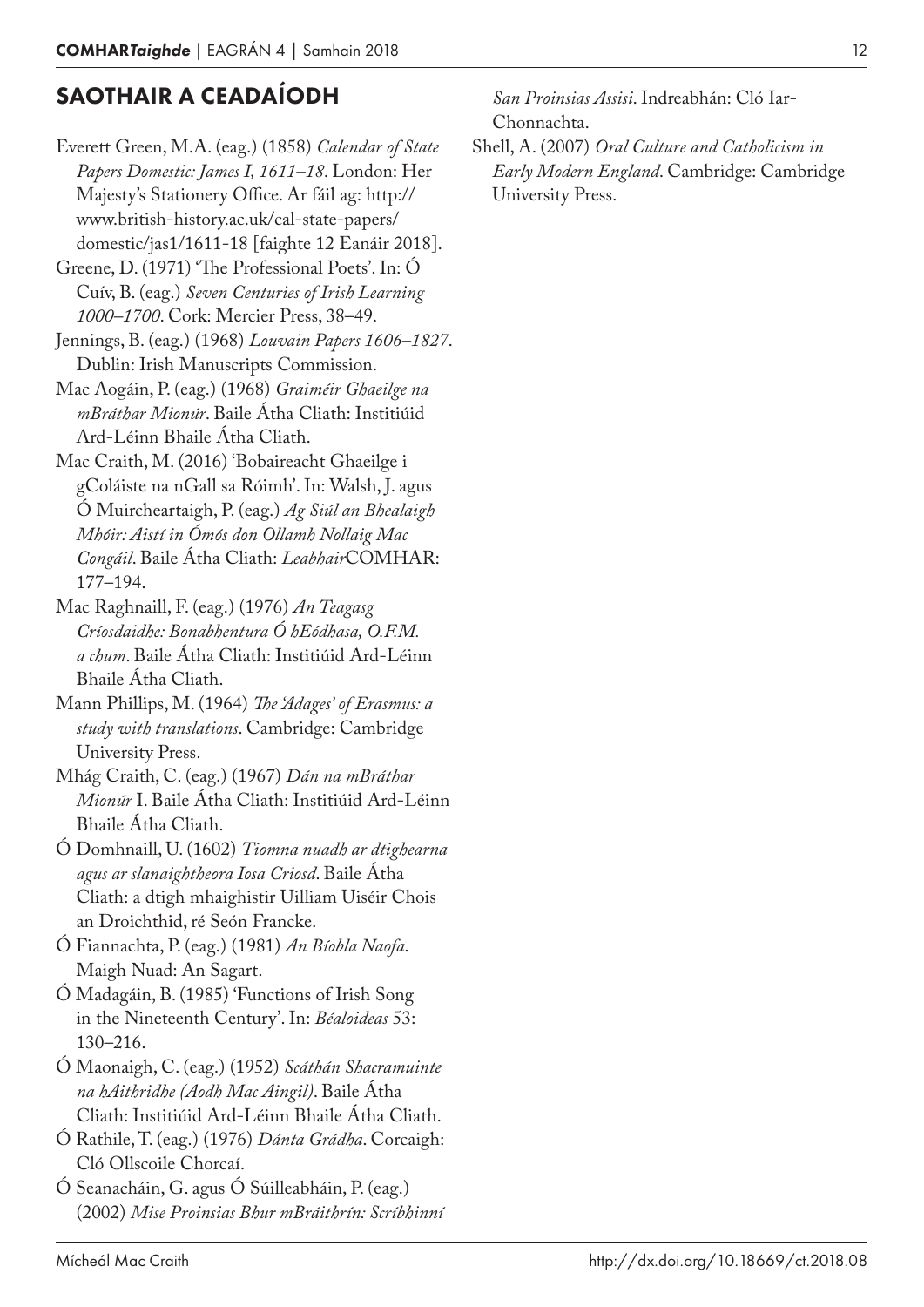## SAOTHAIR A CEADAÍODH

Everett Green, M.A. (eag.) (1858) *Calendar of State Papers Domestic: James I, 1611–18*. London: Her Majesty's Stationery Office. Ar fáil ag: http://www.british-history.ac.uk/cal-state-papers/domestic/jas1/1611-18 [faighte 12 Eanáir 2018].

Greene, D. (1971) 'The Professional Poets'. In: Ó Cuív, B. (eag.) *Seven Centuries of Irish Learning 1000–1700*. Cork: Mercier Press, 38–49.

Jennings, B. (eag.) (1968) *Louvain Papers 1606–1827*. Dublin: Irish Manuscripts Commission.

Mac Aogáin, P. (eag.) (1968) *Graiméir Ghaeilge na mBráthar Mionúr*. Baile Átha Cliath: Institiúid Ard-Léinn Bhaile Átha Cliath.

Mac Craith, M. (2016) 'Bobaireacht Ghaeilge i gColáiste na nGall sa Róimh'. In: Walsh, J. agus Ó Muircheartaigh, P. (eag.) *Ag Siúl an Bhealaigh Mhóir: Aistí in Ómós don Ollamh Nollaig Mac Congáil*. Baile Átha Cliath: *Leabhair*COMHAR: 177–194.

Mac Raghnaill, F. (eag.) (1976) *An Teagasg Críosdaidhe: Bonabhentura Ó hEódhasa, O.F.M. a chum*. Baile Átha Cliath: Institiúid Ard-Léinn Bhaile Átha Cliath.

Mann Phillips, M. (1964) *The 'Adages' of Erasmus: a study with translations*. Cambridge: Cambridge University Press.

Mhág Craith, C. (eag.) (1967) *Dán na mBráthar Mionúr* I. Baile Átha Cliath: Institiúid Ard-Léinn Bhaile Átha Cliath.

Ó Domhnaill, U. (1602) *Tiomna nuadh ar dtighearna agus ar slanaightheora Iosa Criosd*. Baile Átha Cliath: a dtigh mhaighistir Uilliam Uiséir Chois an Droichthid, ré Seón Francke.

Ó Fiannachta, P. (eag.) (1981) *An Bíobla Naofa*. Maigh Nuad: An Sagart.

Ó Madagáin, B. (1985) 'Functions of Irish Song in the Nineteenth Century'. In: *Béaloideas* 53: 130–216.

Ó Maonaigh, C. (eag.) (1952) *Scáthán Shacramuinte na hAithridhe (Aodh Mac Aingil)*. Baile Átha Cliath: Institiúid Ard-Léinn Bhaile Átha Cliath.

Ó Rathile, T. (eag.) (1976) *Dánta Grádha*. Corcaigh: Cló Ollscoile Chorcaí.

Ó Seanacháin, G. agus Ó Súilleabháin, P. (eag.) (2002) *Mise Proinsias Bhur mBráithrín: Scríbhinní San Proinsias Assisi*. Indreabhán: Cló Iar-Chonnachta.

Shell, A. (2007) *Oral Culture and Catholicism in Early Modern England*. Cambridge: Cambridge University Press.